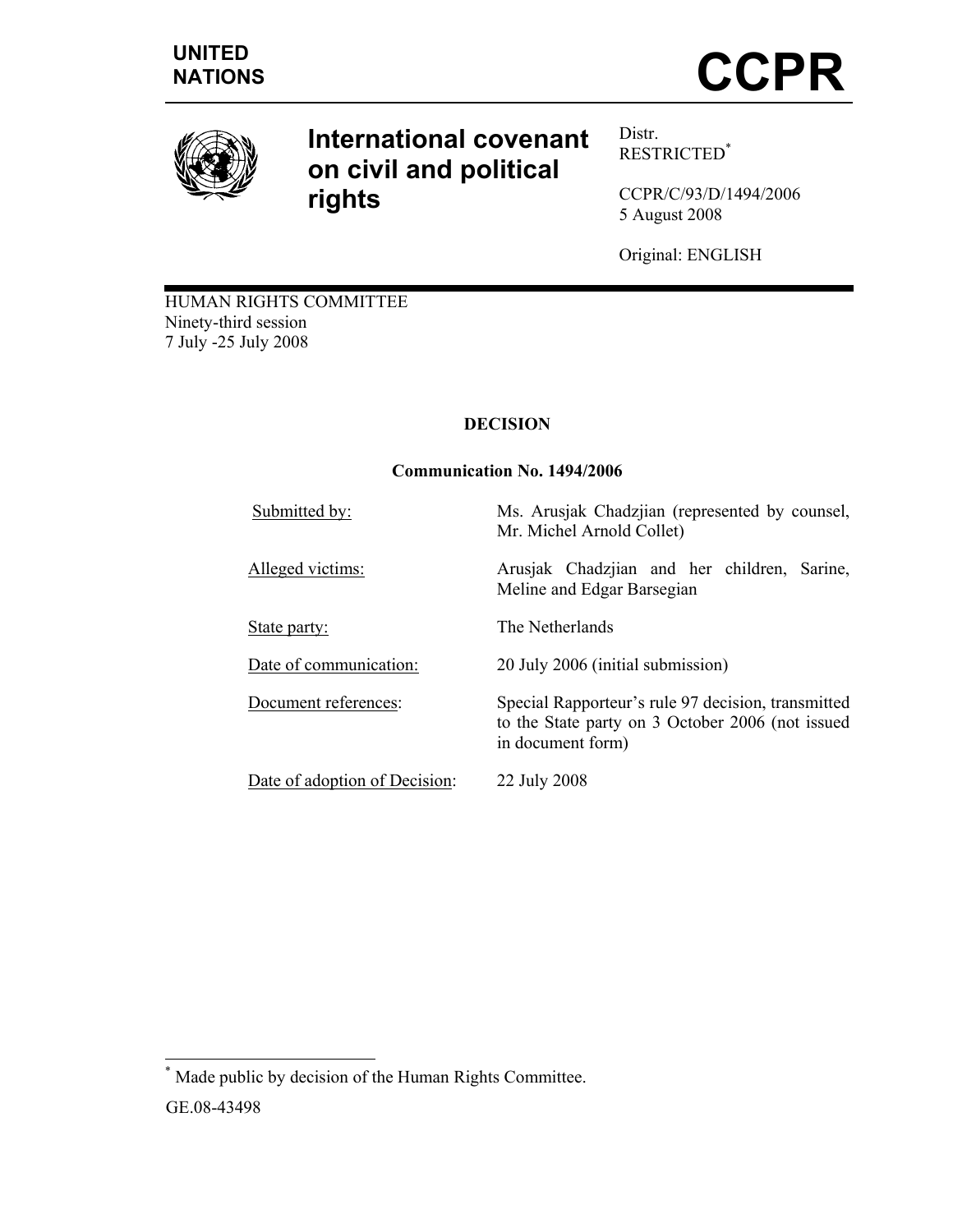UNITED NATIONS

# CCPR

# International covenant on civil and political rights

Distr.
RESTRICTED*

CCPR/C/93/D/1494/2006
5 August 2008

Original: ENGLISH

HUMAN RIGHTS COMMITTEE
Ninety-third session
7 July -25 July 2008

**DECISION**

**Communication No. 1494/2006**

| | |
|---|---|
| Submitted by: | Ms. Arusjak Chadzjian (represented by counsel, Mr. Michel Arnold Collet) |
| Alleged victims: | Arusjak Chadzjian and her children, Sarine, Meline and Edgar Barsegian |
| State party: | The Netherlands |
| Date of communication: | 20 July 2006 (initial submission) |
| Document references: | Special Rapporteur's rule 97 decision, transmitted to the State party on 3 October 2006 (not issued in document form) |
| Date of adoption of Decision: | 22 July 2008 |

\* Made public by decision of the Human Rights Committee.

GE.08-43498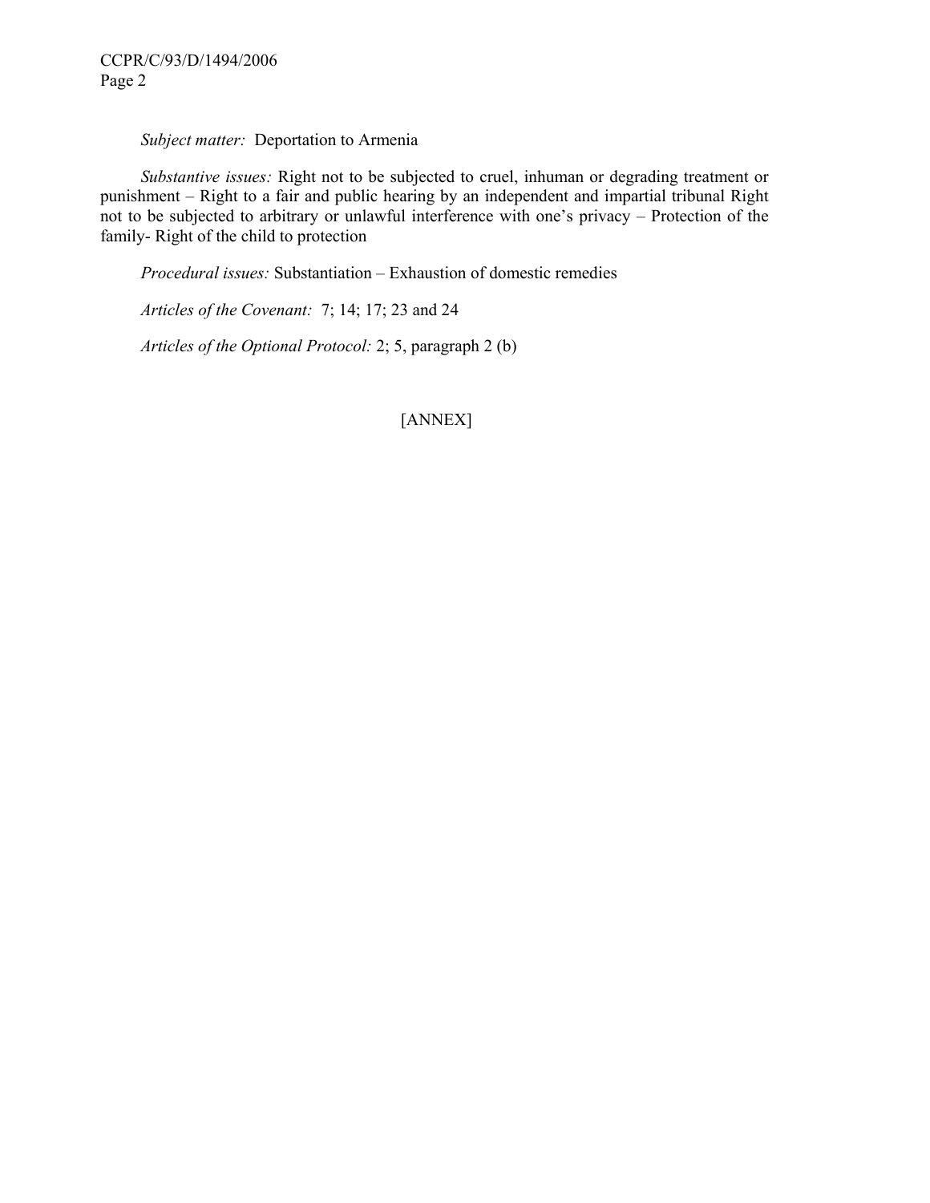*Subject matter:* Deportation to Armenia

*Substantive issues:* Right not to be subjected to cruel, inhuman or degrading treatment or punishment – Right to a fair and public hearing by an independent and impartial tribunal Right not to be subjected to arbitrary or unlawful interference with one's privacy – Protection of the family- Right of the child to protection

*Procedural issues:* Substantiation – Exhaustion of domestic remedies

*Articles of the Covenant:* 7; 14; 17; 23 and 24

*Articles of the Optional Protocol:* 2; 5, paragraph 2 (b)

[ANNEX]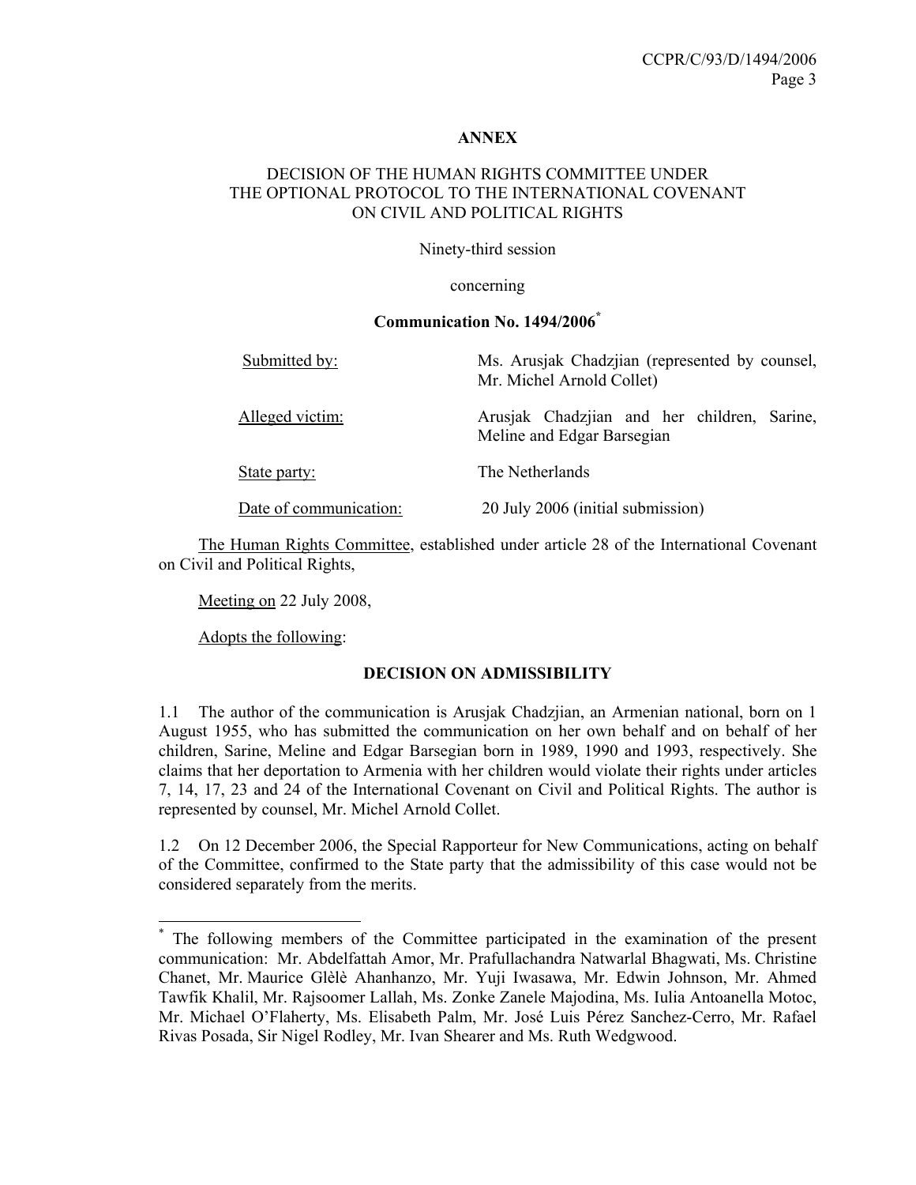**ANNEX**

DECISION OF THE HUMAN RIGHTS COMMITTEE UNDER THE OPTIONAL PROTOCOL TO THE INTERNATIONAL COVENANT ON CIVIL AND POLITICAL RIGHTS

Ninety-third session

concerning

**Communication No. 1494/2006*[*]**

| | |
|---|---|
| Submitted by: | Ms. Arusjak Chadzjian (represented by counsel, Mr. Michel Arnold Collet) |
| Alleged victim: | Arusjak Chadzjian and her children, Sarine, Meline and Edgar Barsegian |
| State party: | The Netherlands |
| Date of communication: | 20 July 2006 (initial submission) |

The Human Rights Committee, established under article 28 of the International Covenant on Civil and Political Rights,

Meeting on 22 July 2008,

Adopts the following:

**DECISION ON ADMISSIBILITY**

1.1 The author of the communication is Arusjak Chadzjian, an Armenian national, born on 1 August 1955, who has submitted the communication on her own behalf and on behalf of her children, Sarine, Meline and Edgar Barsegian born in 1989, 1990 and 1993, respectively. She claims that her deportation to Armenia with her children would violate their rights under articles 7, 14, 17, 23 and 24 of the International Covenant on Civil and Political Rights. The author is represented by counsel, Mr. Michel Arnold Collet.

1.2 On 12 December 2006, the Special Rapporteur for New Communications, acting on behalf of the Committee, confirmed to the State party that the admissibility of this case would not be considered separately from the merits.

---

[*] The following members of the Committee participated in the examination of the present communication: Mr. Abdelfattah Amor, Mr. Prafullachandra Natwarlal Bhagwati, Ms. Christine Chanet, Mr. Maurice Glèlè Ahanhanzo, Mr. Yuji Iwasawa, Mr. Edwin Johnson, Mr. Ahmed Tawfik Khalil, Mr. Rajsoomer Lallah, Ms. Zonke Zanele Majodina, Ms. Iulia Antoanella Motoc, Mr. Michael O'Flaherty, Ms. Elisabeth Palm, Mr. José Luis Pérez Sanchez-Cerro, Mr. Rafael Rivas Posada, Sir Nigel Rodley, Mr. Ivan Shearer and Ms. Ruth Wedgwood.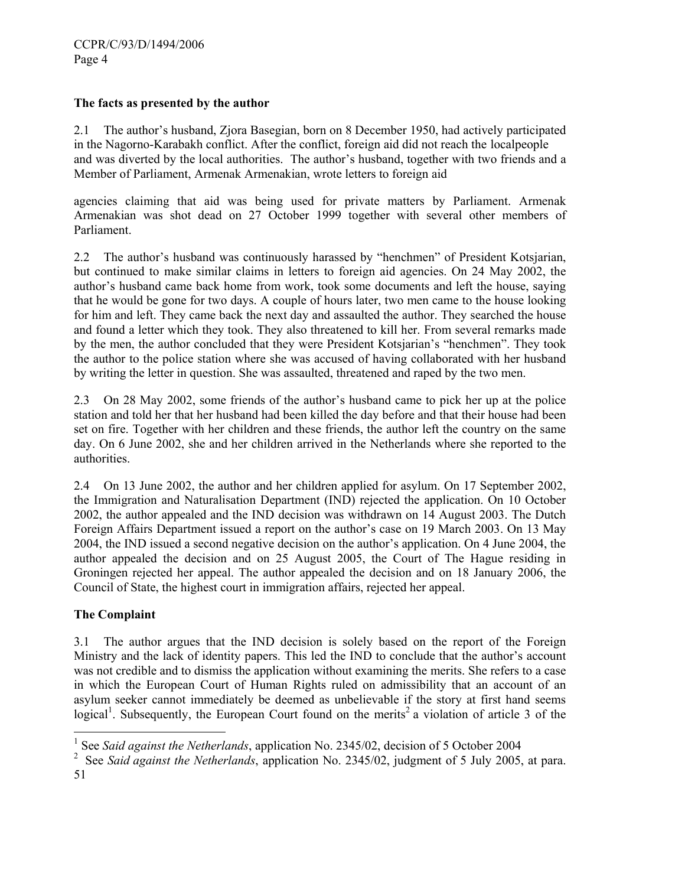**The facts as presented by the author**

2.1 The author's husband, Zjora Basegian, born on 8 December 1950, had actively participated in the Nagorno-Karabakh conflict. After the conflict, foreign aid did not reach the localpeople and was diverted by the local authorities. The author's husband, together with two friends and a Member of Parliament, Armenak Armenakian, wrote letters to foreign aid agencies claiming that aid was being used for private matters by Parliament. Armenak Armenakian was shot dead on 27 October 1999 together with several other members of Parliament.

2.2 The author's husband was continuously harassed by "henchmen" of President Kotsjarian, but continued to make similar claims in letters to foreign aid agencies. On 24 May 2002, the author's husband came back home from work, took some documents and left the house, saying that he would be gone for two days. A couple of hours later, two men came to the house looking for him and left. They came back the next day and assaulted the author. They searched the house and found a letter which they took. They also threatened to kill her. From several remarks made by the men, the author concluded that they were President Kotsjarian's "henchmen". They took the author to the police station where she was accused of having collaborated with her husband by writing the letter in question. She was assaulted, threatened and raped by the two men.

2.3 On 28 May 2002, some friends of the author's husband came to pick her up at the police station and told her that her husband had been killed the day before and that their house had been set on fire. Together with her children and these friends, the author left the country on the same day. On 6 June 2002, she and her children arrived in the Netherlands where she reported to the authorities.

2.4 On 13 June 2002, the author and her children applied for asylum. On 17 September 2002, the Immigration and Naturalisation Department (IND) rejected the application. On 10 October 2002, the author appealed and the IND decision was withdrawn on 14 August 2003. The Dutch Foreign Affairs Department issued a report on the author's case on 19 March 2003. On 13 May 2004, the IND issued a second negative decision on the author's application. On 4 June 2004, the author appealed the decision and on 25 August 2005, the Court of The Hague residing in Groningen rejected her appeal. The author appealed the decision and on 18 January 2006, the Council of State, the highest court in immigration affairs, rejected her appeal.

**The Complaint**

3.1 The author argues that the IND decision is solely based on the report of the Foreign Ministry and the lack of identity papers. This led the IND to conclude that the author's account was not credible and to dismiss the application without examining the merits. She refers to a case in which the European Court of Human Rights ruled on admissibility that an account of an asylum seeker cannot immediately be deemed as unbelievable if the story at first hand seems logical[1]. Subsequently, the European Court found on the merits[2] a violation of article 3 of the

---

[1] See *Said against the Netherlands*, application No. 2345/02, decision of 5 October 2004

[2] See *Said against the Netherlands*, application No. 2345/02, judgment of 5 July 2005, at para. 51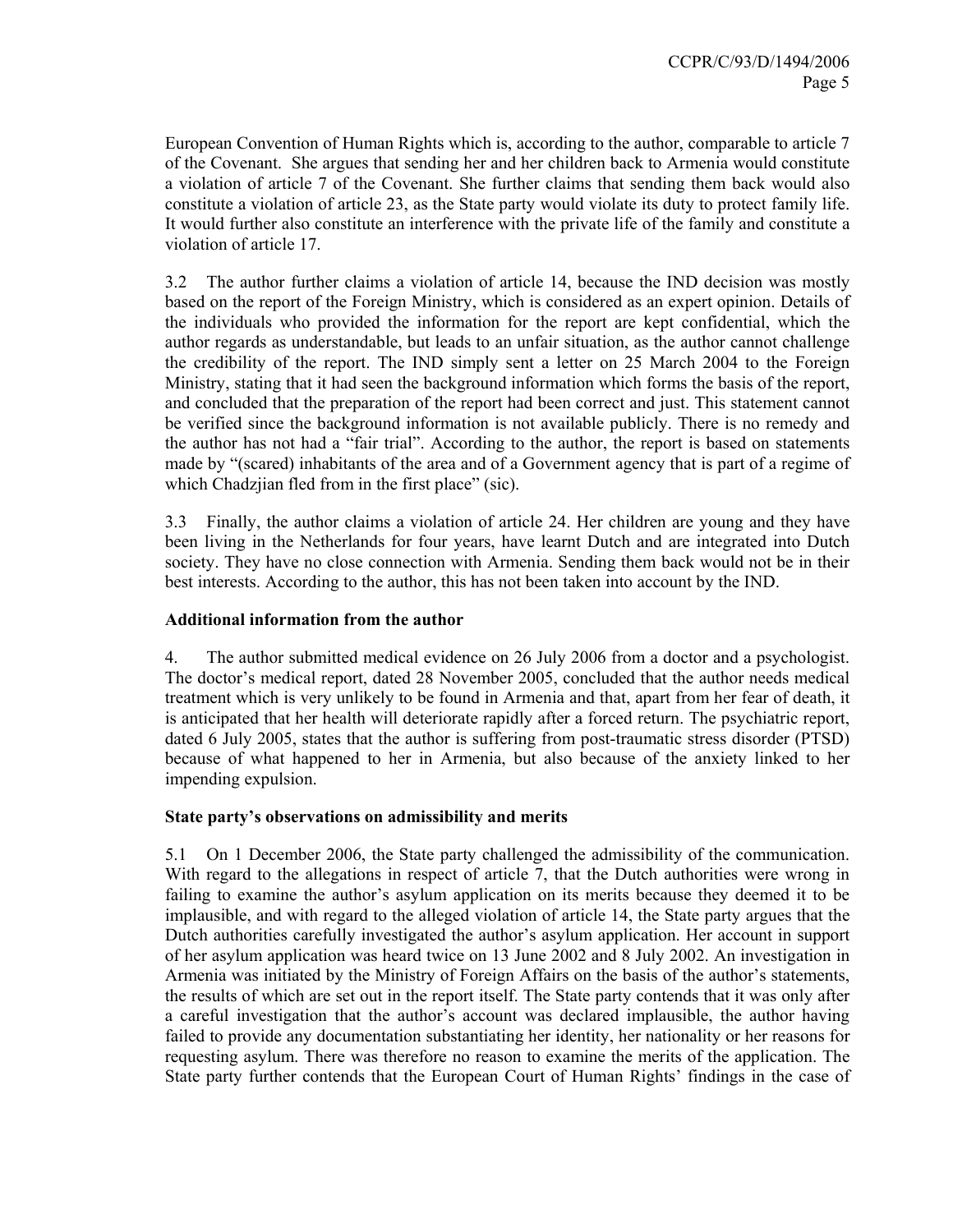European Convention of Human Rights which is, according to the author, comparable to article 7 of the Covenant. She argues that sending her and her children back to Armenia would constitute a violation of article 7 of the Covenant. She further claims that sending them back would also constitute a violation of article 23, as the State party would violate its duty to protect family life. It would further also constitute an interference with the private life of the family and constitute a violation of article 17.

3.2 The author further claims a violation of article 14, because the IND decision was mostly based on the report of the Foreign Ministry, which is considered as an expert opinion. Details of the individuals who provided the information for the report are kept confidential, which the author regards as understandable, but leads to an unfair situation, as the author cannot challenge the credibility of the report. The IND simply sent a letter on 25 March 2004 to the Foreign Ministry, stating that it had seen the background information which forms the basis of the report, and concluded that the preparation of the report had been correct and just. This statement cannot be verified since the background information is not available publicly. There is no remedy and the author has not had a "fair trial". According to the author, the report is based on statements made by "(scared) inhabitants of the area and of a Government agency that is part of a regime of which Chadzjian fled from in the first place" (sic).

3.3 Finally, the author claims a violation of article 24. Her children are young and they have been living in the Netherlands for four years, have learnt Dutch and are integrated into Dutch society. They have no close connection with Armenia. Sending them back would not be in their best interests. According to the author, this has not been taken into account by the IND.

**Additional information from the author**

4. The author submitted medical evidence on 26 July 2006 from a doctor and a psychologist. The doctor's medical report, dated 28 November 2005, concluded that the author needs medical treatment which is very unlikely to be found in Armenia and that, apart from her fear of death, it is anticipated that her health will deteriorate rapidly after a forced return. The psychiatric report, dated 6 July 2005, states that the author is suffering from post-traumatic stress disorder (PTSD) because of what happened to her in Armenia, but also because of the anxiety linked to her impending expulsion.

**State party's observations on admissibility and merits**

5.1 On 1 December 2006, the State party challenged the admissibility of the communication. With regard to the allegations in respect of article 7, that the Dutch authorities were wrong in failing to examine the author's asylum application on its merits because they deemed it to be implausible, and with regard to the alleged violation of article 14, the State party argues that the Dutch authorities carefully investigated the author's asylum application. Her account in support of her asylum application was heard twice on 13 June 2002 and 8 July 2002. An investigation in Armenia was initiated by the Ministry of Foreign Affairs on the basis of the author's statements, the results of which are set out in the report itself. The State party contends that it was only after a careful investigation that the author's account was declared implausible, the author having failed to provide any documentation substantiating her identity, her nationality or her reasons for requesting asylum. There was therefore no reason to examine the merits of the application. The State party further contends that the European Court of Human Rights' findings in the case of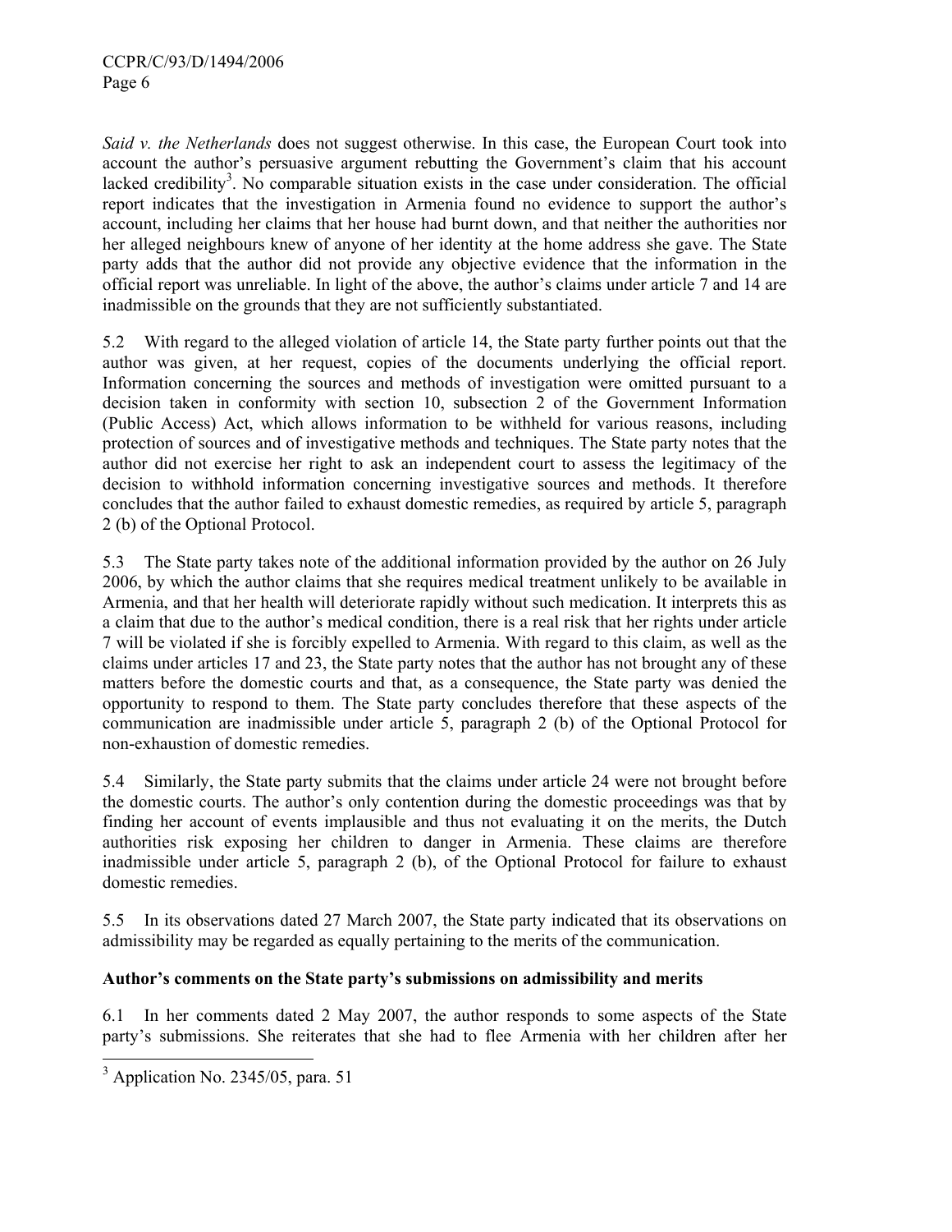*Said v. the Netherlands* does not suggest otherwise. In this case, the European Court took into account the author's persuasive argument rebutting the Government's claim that his account lacked credibility[3]. No comparable situation exists in the case under consideration. The official report indicates that the investigation in Armenia found no evidence to support the author's account, including her claims that her house had burnt down, and that neither the authorities nor her alleged neighbours knew of anyone of her identity at the home address she gave. The State party adds that the author did not provide any objective evidence that the information in the official report was unreliable. In light of the above, the author's claims under article 7 and 14 are inadmissible on the grounds that they are not sufficiently substantiated.

5.2 With regard to the alleged violation of article 14, the State party further points out that the author was given, at her request, copies of the documents underlying the official report. Information concerning the sources and methods of investigation were omitted pursuant to a decision taken in conformity with section 10, subsection 2 of the Government Information (Public Access) Act, which allows information to be withheld for various reasons, including protection of sources and of investigative methods and techniques. The State party notes that the author did not exercise her right to ask an independent court to assess the legitimacy of the decision to withhold information concerning investigative sources and methods. It therefore concludes that the author failed to exhaust domestic remedies, as required by article 5, paragraph 2 (b) of the Optional Protocol.

5.3 The State party takes note of the additional information provided by the author on 26 July 2006, by which the author claims that she requires medical treatment unlikely to be available in Armenia, and that her health will deteriorate rapidly without such medication. It interprets this as a claim that due to the author's medical condition, there is a real risk that her rights under article 7 will be violated if she is forcibly expelled to Armenia. With regard to this claim, as well as the claims under articles 17 and 23, the State party notes that the author has not brought any of these matters before the domestic courts and that, as a consequence, the State party was denied the opportunity to respond to them. The State party concludes therefore that these aspects of the communication are inadmissible under article 5, paragraph 2 (b) of the Optional Protocol for non-exhaustion of domestic remedies.

5.4 Similarly, the State party submits that the claims under article 24 were not brought before the domestic courts. The author's only contention during the domestic proceedings was that by finding her account of events implausible and thus not evaluating it on the merits, the Dutch authorities risk exposing her children to danger in Armenia. These claims are therefore inadmissible under article 5, paragraph 2 (b), of the Optional Protocol for failure to exhaust domestic remedies.

5.5 In its observations dated 27 March 2007, the State party indicated that its observations on admissibility may be regarded as equally pertaining to the merits of the communication.

**Author's comments on the State party's submissions on admissibility and merits**

6.1 In her comments dated 2 May 2007, the author responds to some aspects of the State party's submissions. She reiterates that she had to flee Armenia with her children after her

---

[3] Application No. 2345/05, para. 51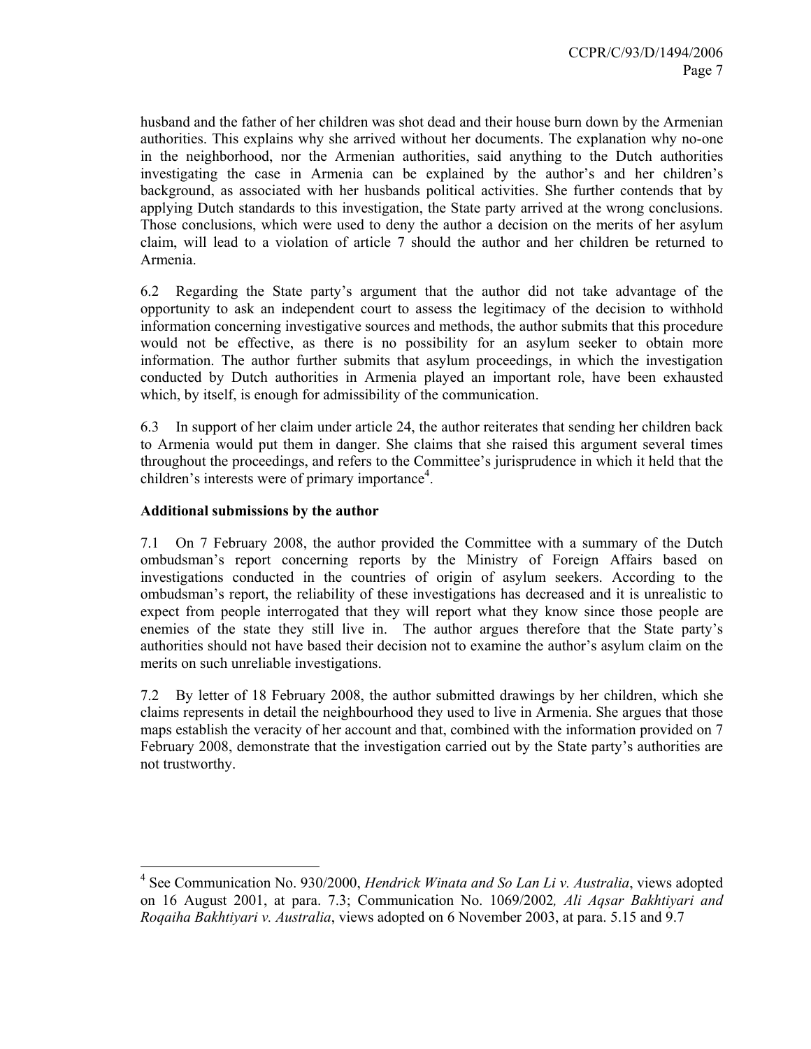husband and the father of her children was shot dead and their house burn down by the Armenian authorities. This explains why she arrived without her documents. The explanation why no-one in the neighborhood, nor the Armenian authorities, said anything to the Dutch authorities investigating the case in Armenia can be explained by the author's and her children's background, as associated with her husbands political activities. She further contends that by applying Dutch standards to this investigation, the State party arrived at the wrong conclusions. Those conclusions, which were used to deny the author a decision on the merits of her asylum claim, will lead to a violation of article 7 should the author and her children be returned to Armenia.

6.2 Regarding the State party's argument that the author did not take advantage of the opportunity to ask an independent court to assess the legitimacy of the decision to withhold information concerning investigative sources and methods, the author submits that this procedure would not be effective, as there is no possibility for an asylum seeker to obtain more information. The author further submits that asylum proceedings, in which the investigation conducted by Dutch authorities in Armenia played an important role, have been exhausted which, by itself, is enough for admissibility of the communication.

6.3 In support of her claim under article 24, the author reiterates that sending her children back to Armenia would put them in danger. She claims that she raised this argument several times throughout the proceedings, and refers to the Committee's jurisprudence in which it held that the children's interests were of primary importance[4].

**Additional submissions by the author**

7.1 On 7 February 2008, the author provided the Committee with a summary of the Dutch ombudsman's report concerning reports by the Ministry of Foreign Affairs based on investigations conducted in the countries of origin of asylum seekers. According to the ombudsman's report, the reliability of these investigations has decreased and it is unrealistic to expect from people interrogated that they will report what they know since those people are enemies of the state they still live in. The author argues therefore that the State party's authorities should not have based their decision not to examine the author's asylum claim on the merits on such unreliable investigations.

7.2 By letter of 18 February 2008, the author submitted drawings by her children, which she claims represents in detail the neighbourhood they used to live in Armenia. She argues that those maps establish the veracity of her account and that, combined with the information provided on 7 February 2008, demonstrate that the investigation carried out by the State party's authorities are not trustworthy.

---

[4] See Communication No. 930/2000, *Hendrick Winata and So Lan Li v. Australia*, views adopted on 16 August 2001, at para. 7.3; Communication No. 1069/2002*, Ali Aqsar Bakhtiyari and Roqaiha Bakhtiyari v. Australia*, views adopted on 6 November 2003, at para. 5.15 and 9.7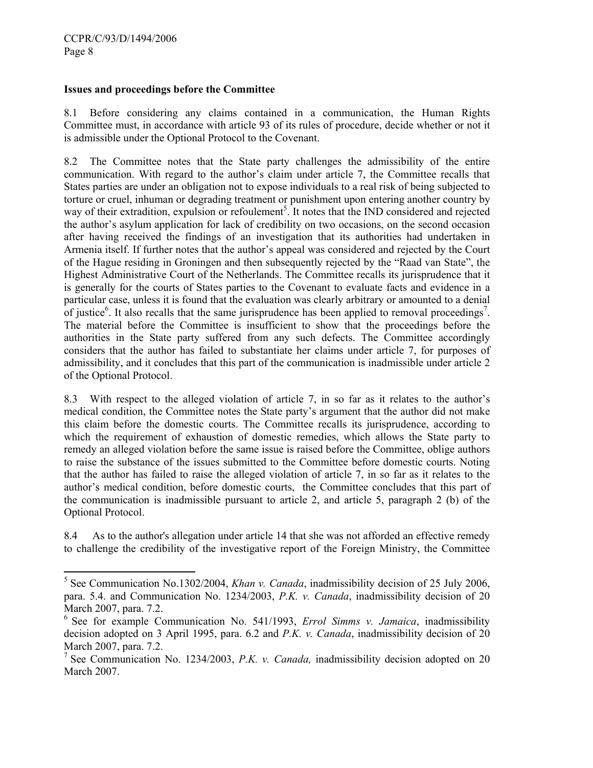### Issues and proceedings before the Committee

8.1 Before considering any claims contained in a communication, the Human Rights Committee must, in accordance with article 93 of its rules of procedure, decide whether or not it is admissible under the Optional Protocol to the Covenant.

8.2 The Committee notes that the State party challenges the admissibility of the entire communication. With regard to the author's claim under article 7, the Committee recalls that States parties are under an obligation not to expose individuals to a real risk of being subjected to torture or cruel, inhuman or degrading treatment or punishment upon entering another country by way of their extradition, expulsion or refoulement[5]. It notes that the IND considered and rejected the author's asylum application for lack of credibility on two occasions, on the second occasion after having received the findings of an investigation that its authorities had undertaken in Armenia itself. If further notes that the author's appeal was considered and rejected by the Court of the Hague residing in Groningen and then subsequently rejected by the "Raad van State", the Highest Administrative Court of the Netherlands. The Committee recalls its jurisprudence that it is generally for the courts of States parties to the Covenant to evaluate facts and evidence in a particular case, unless it is found that the evaluation was clearly arbitrary or amounted to a denial of justice[6]. It also recalls that the same jurisprudence has been applied to removal proceedings[7]. The material before the Committee is insufficient to show that the proceedings before the authorities in the State party suffered from any such defects. The Committee accordingly considers that the author has failed to substantiate her claims under article 7, for purposes of admissibility, and it concludes that this part of the communication is inadmissible under article 2 of the Optional Protocol.

8.3 With respect to the alleged violation of article 7, in so far as it relates to the author's medical condition, the Committee notes the State party's argument that the author did not make this claim before the domestic courts. The Committee recalls its jurisprudence, according to which the requirement of exhaustion of domestic remedies, which allows the State party to remedy an alleged violation before the same issue is raised before the Committee, oblige authors to raise the substance of the issues submitted to the Committee before domestic courts. Noting that the author has failed to raise the alleged violation of article 7, in so far as it relates to the author's medical condition, before domestic courts, the Committee concludes that this part of the communication is inadmissible pursuant to article 2, and article 5, paragraph 2 (b) of the Optional Protocol.

8.4 As to the author's allegation under article 14 that she was not afforded an effective remedy to challenge the credibility of the investigative report of the Foreign Ministry, the Committee

---

[5] See Communication No.1302/2004, *Khan v. Canada*, inadmissibility decision of 25 July 2006, para. 5.4. and Communication No. 1234/2003, *P.K. v. Canada*, inadmissibility decision of 20 March 2007, para. 7.2.

[6] See for example Communication No. 541/1993, *Errol Simms v. Jamaica*, inadmissibility decision adopted on 3 April 1995, para. 6.2 and *P.K. v. Canada*, inadmissibility decision of 20 March 2007, para. 7.2.

[7] See Communication No. 1234/2003, *P.K. v. Canada,* inadmissibility decision adopted on 20 March 2007.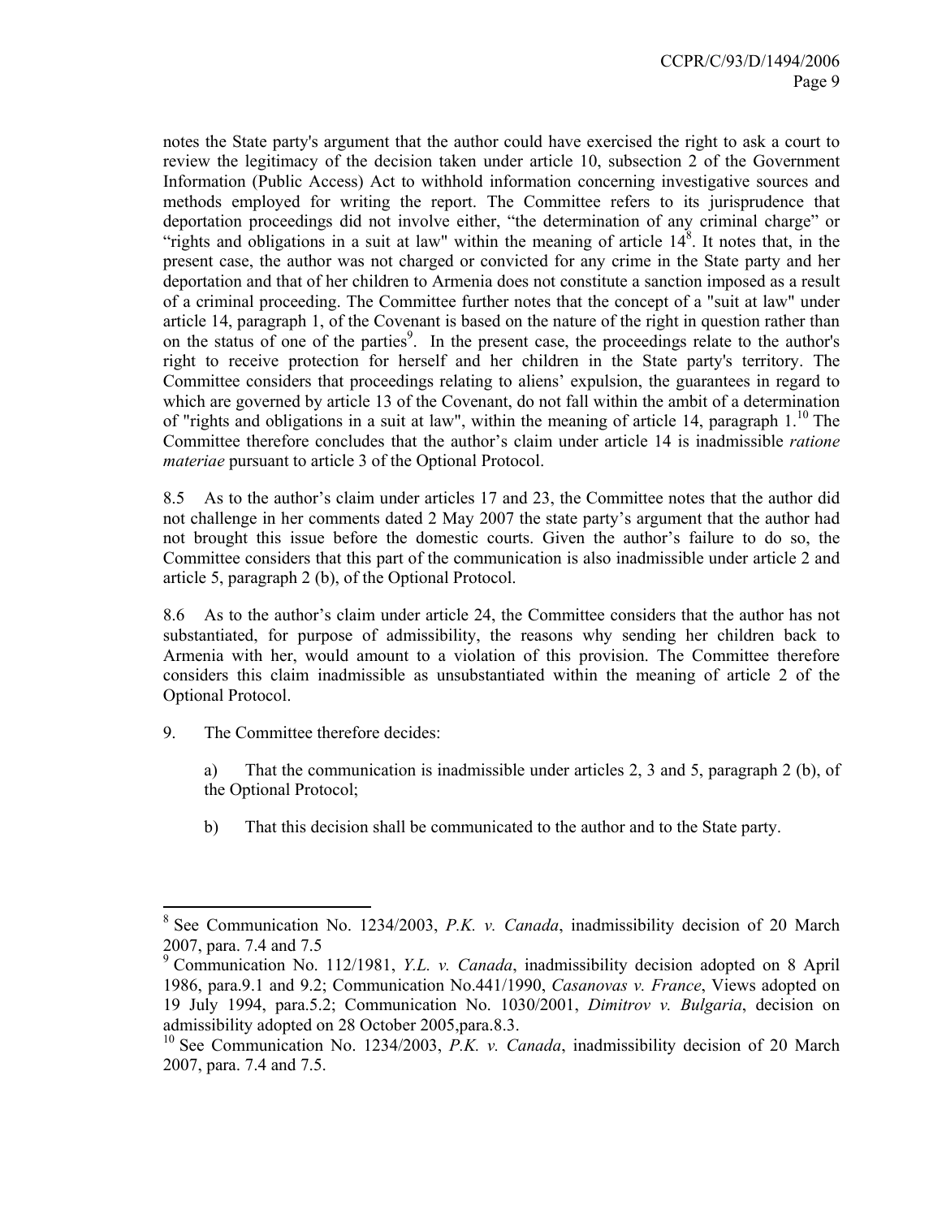notes the State party's argument that the author could have exercised the right to ask a court to review the legitimacy of the decision taken under article 10, subsection 2 of the Government Information (Public Access) Act to withhold information concerning investigative sources and methods employed for writing the report. The Committee refers to its jurisprudence that deportation proceedings did not involve either, "the determination of any criminal charge" or "rights and obligations in a suit at law" within the meaning of article 14[8]. It notes that, in the present case, the author was not charged or convicted for any crime in the State party and her deportation and that of her children to Armenia does not constitute a sanction imposed as a result of a criminal proceeding. The Committee further notes that the concept of a "suit at law" under article 14, paragraph 1, of the Covenant is based on the nature of the right in question rather than on the status of one of the parties[9]. In the present case, the proceedings relate to the author's right to receive protection for herself and her children in the State party's territory. The Committee considers that proceedings relating to aliens' expulsion, the guarantees in regard to which are governed by article 13 of the Covenant, do not fall within the ambit of a determination of "rights and obligations in a suit at law", within the meaning of article 14, paragraph 1.[10] The Committee therefore concludes that the author's claim under article 14 is inadmissible *ratione materiae* pursuant to article 3 of the Optional Protocol.

8.5 As to the author's claim under articles 17 and 23, the Committee notes that the author did not challenge in her comments dated 2 May 2007 the state party's argument that the author had not brought this issue before the domestic courts. Given the author's failure to do so, the Committee considers that this part of the communication is also inadmissible under article 2 and article 5, paragraph 2 (b), of the Optional Protocol.

8.6 As to the author's claim under article 24, the Committee considers that the author has not substantiated, for purpose of admissibility, the reasons why sending her children back to Armenia with her, would amount to a violation of this provision. The Committee therefore considers this claim inadmissible as unsubstantiated within the meaning of article 2 of the Optional Protocol.

9. The Committee therefore decides:

a) That the communication is inadmissible under articles 2, 3 and 5, paragraph 2 (b), of the Optional Protocol;

b) That this decision shall be communicated to the author and to the State party.

---

[8] See Communication No. 1234/2003, *P.K. v. Canada*, inadmissibility decision of 20 March 2007, para. 7.4 and 7.5

[9] Communication No. 112/1981, *Y.L. v. Canada*, inadmissibility decision adopted on 8 April 1986, para.9.1 and 9.2; Communication No.441/1990, *Casanovas v. France*, Views adopted on 19 July 1994, para.5.2; Communication No. 1030/2001, *Dimitrov v. Bulgaria*, decision on admissibility adopted on 28 October 2005,para.8.3.

[10] See Communication No. 1234/2003, *P.K. v. Canada*, inadmissibility decision of 20 March 2007, para. 7.4 and 7.5.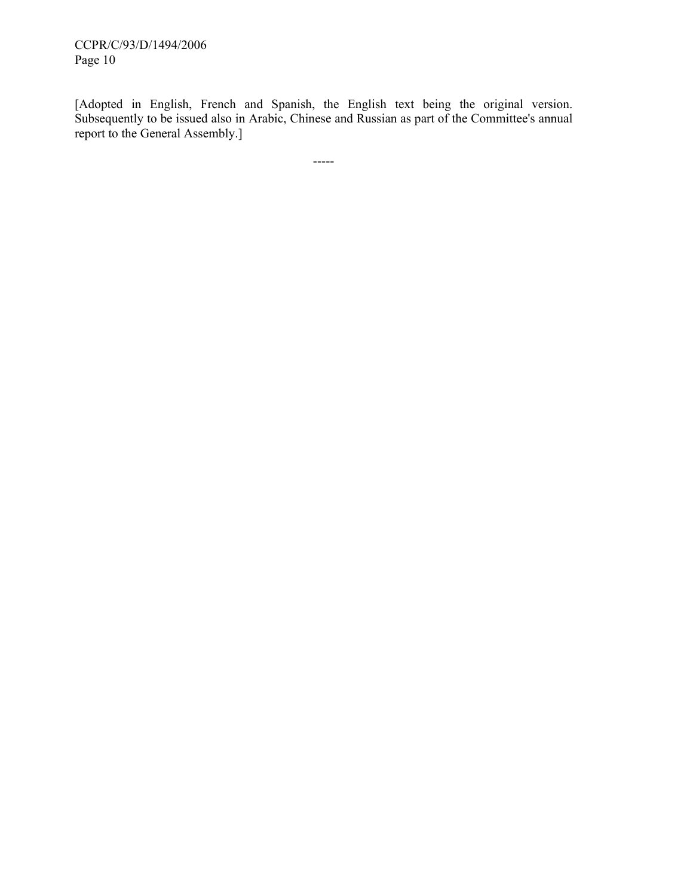[Adopted in English, French and Spanish, the English text being the original version. Subsequently to be issued also in Arabic, Chinese and Russian as part of the Committee's annual report to the General Assembly.]

-----